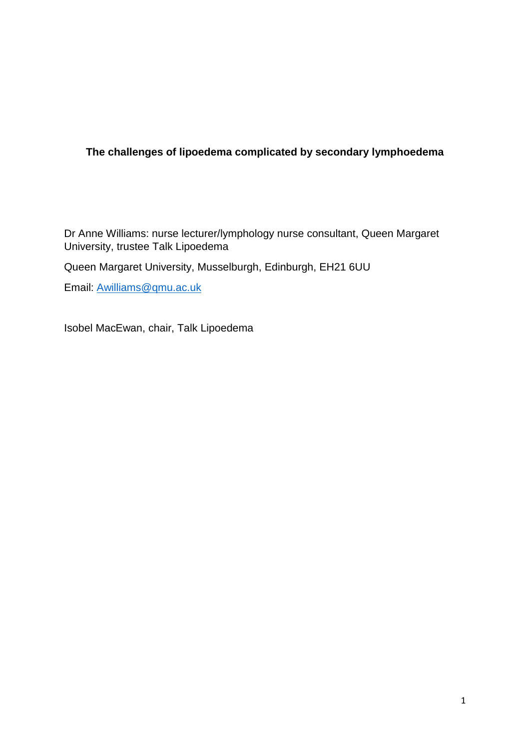# The challenges of lipoedema complicated by secondary lymphoedema

Dr Anne Williams: nurse lecturer/lymphology nurse consultant, Queen Margaret University, trustee Talk Lipoedema

Queen Margaret University, Musselburgh, Edinburgh, EH21 6UU

Email: Awilliams@qmu.ac.uk

Isobel MacEwan, chair, Talk Lipoedema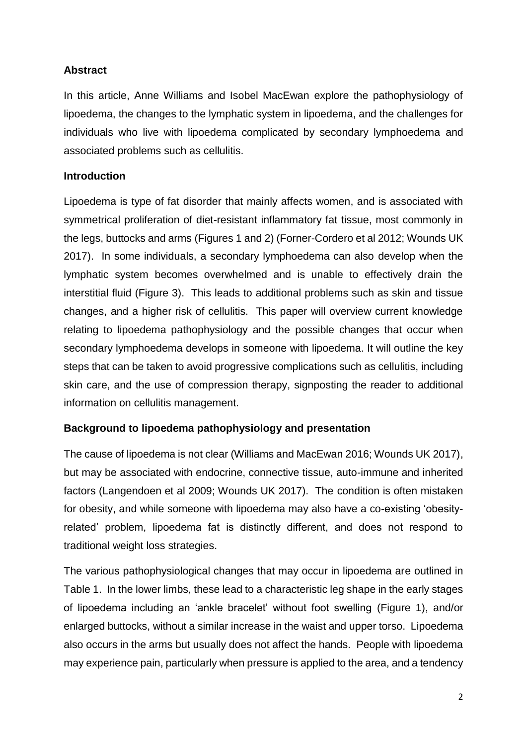## Abstract

In this article, Anne Williams and Isobel MacEwan explore the pathophysiology of lipoedema, the changes to the lymphatic system in lipoedema, and the challenges for individuals who live with lipoedema complicated by secondary lymphoedema and associated problems such as cellulitis.

## Introduction

Lipoedema is type of fat disorder that mainly affects women, and is associated with symmetrical proliferation of diet-resistant inflammatory fat tissue, most commonly in the legs, buttocks and arms (Figures 1 and 2) (Forner-Cordero et al 2012; Wounds UK 2017). In some individuals, a secondary lymphoedema can also develop when the lymphatic system becomes overwhelmed and is unable to effectively drain the interstitial fluid (Figure 3). This leads to additional problems such as skin and tissue changes, and a higher risk of cellulitis. This paper will overview current knowledge relating to lipoedema pathophysiology and the possible changes that occur when secondary lymphoedema develops in someone with lipoedema. It will outline the key steps that can be taken to avoid progressive complications such as cellulitis, including skin care, and the use of compression therapy, signposting the reader to additional information on cellulitis management.

## Background to lipoedema pathophysiology and presentation

The cause of lipoedema is not clear (Williams and MacEwan 2016; Wounds UK 2017), but may be associated with endocrine, connective tissue, auto-immune and inherited factors (Langendoen et al 2009; Wounds UK 2017). The condition is often mistaken for obesity, and while someone with lipoedema may also have a co-existing 'obesity-related' problem, lipoedema fat is distinctly different, and does not respond to traditional weight loss strategies.

The various pathophysiological changes that may occur in lipoedema are outlined in Table 1. In the lower limbs, these lead to a characteristic leg shape in the early stages of lipoedema including an 'ankle bracelet' without foot swelling (Figure 1), and/or enlarged buttocks, without a similar increase in the waist and upper torso. Lipoedema also occurs in the arms but usually does not affect the hands. People with lipoedema may experience pain, particularly when pressure is applied to the area, and a tendency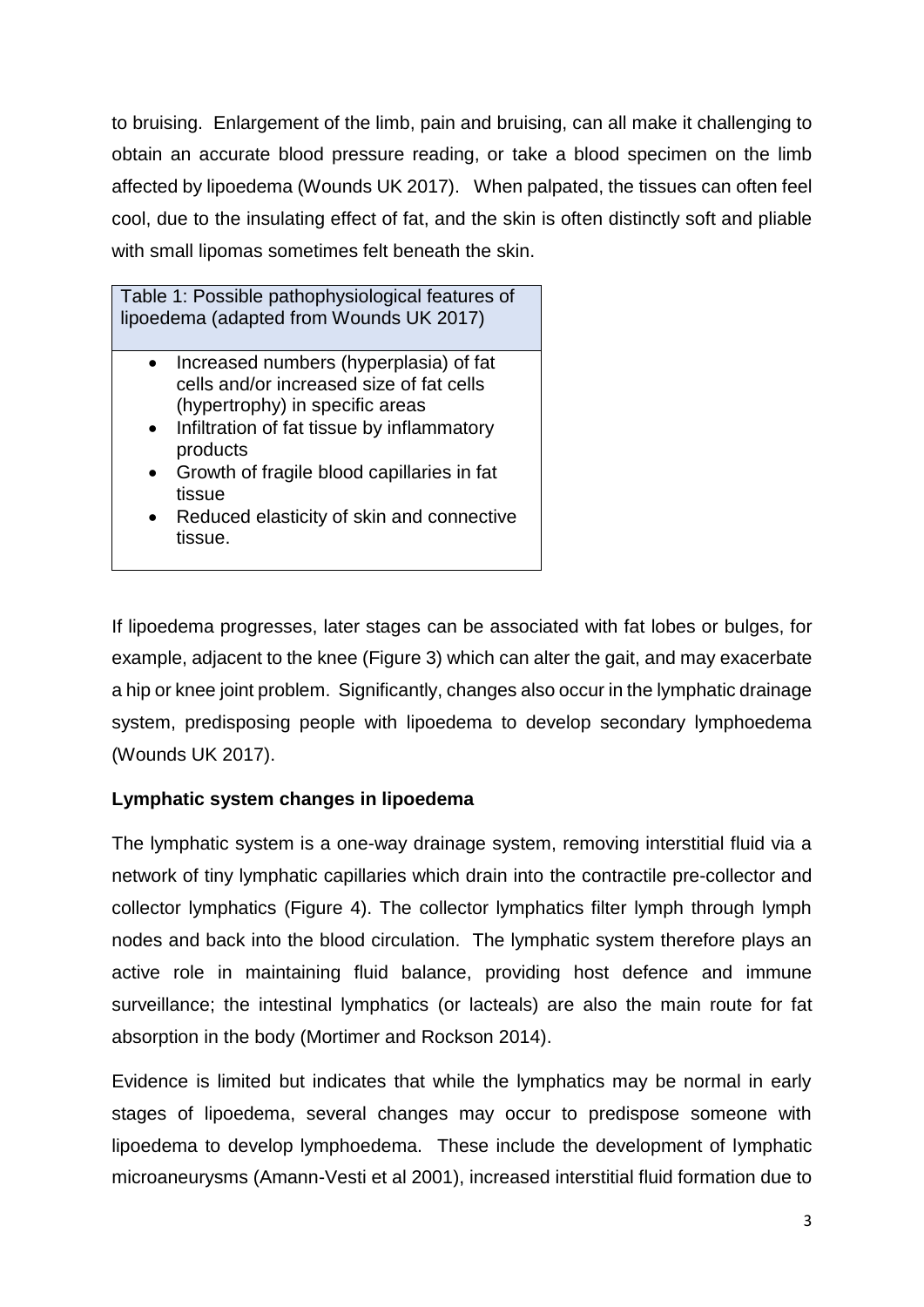to bruising. Enlargement of the limb, pain and bruising, can all make it challenging to obtain an accurate blood pressure reading, or take a blood specimen on the limb affected by lipoedema (Wounds UK 2017). When palpated, the tissues can often feel cool, due to the insulating effect of fat, and the skin is often distinctly soft and pliable with small lipomas sometimes felt beneath the skin.

| Table 1: Possible pathophysiological features of lipoedema (adapted from Wounds UK 2017) |
| --- |
| • Increased numbers (hyperplasia) of fat cells and/or increased size of fat cells (hypertrophy) in specific areas<br>• Infiltration of fat tissue by inflammatory products<br>• Growth of fragile blood capillaries in fat tissue<br>• Reduced elasticity of skin and connective tissue. |

If lipoedema progresses, later stages can be associated with fat lobes or bulges, for example, adjacent to the knee (Figure 3) which can alter the gait, and may exacerbate a hip or knee joint problem. Significantly, changes also occur in the lymphatic drainage system, predisposing people with lipoedema to develop secondary lymphoedema (Wounds UK 2017).

**Lymphatic system changes in lipoedema**

The lymphatic system is a one-way drainage system, removing interstitial fluid via a network of tiny lymphatic capillaries which drain into the contractile pre-collector and collector lymphatics (Figure 4). The collector lymphatics filter lymph through lymph nodes and back into the blood circulation. The lymphatic system therefore plays an active role in maintaining fluid balance, providing host defence and immune surveillance; the intestinal lymphatics (or lacteals) are also the main route for fat absorption in the body (Mortimer and Rockson 2014).

Evidence is limited but indicates that while the lymphatics may be normal in early stages of lipoedema, several changes may occur to predispose someone with lipoedema to develop lymphoedema. These include the development of lymphatic microaneurysms (Amann-Vesti et al 2001), increased interstitial fluid formation due to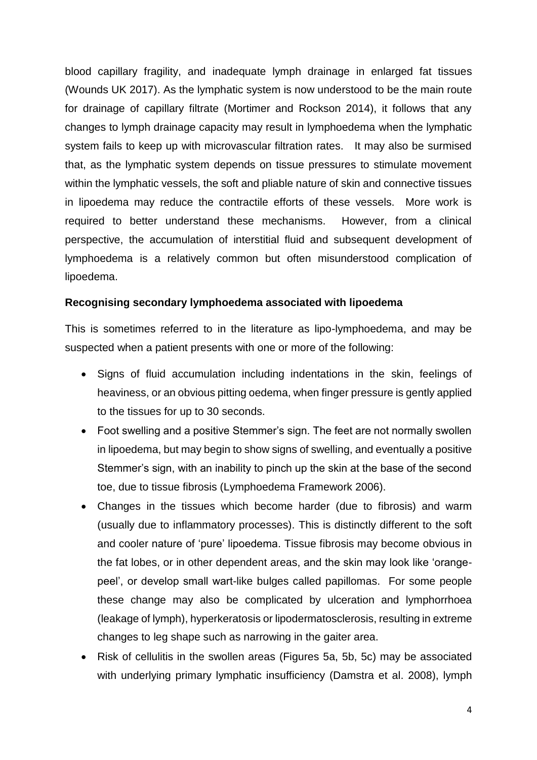blood capillary fragility, and inadequate lymph drainage in enlarged fat tissues (Wounds UK 2017). As the lymphatic system is now understood to be the main route for drainage of capillary filtrate (Mortimer and Rockson 2014), it follows that any changes to lymph drainage capacity may result in lymphoedema when the lymphatic system fails to keep up with microvascular filtration rates. It may also be surmised that, as the lymphatic system depends on tissue pressures to stimulate movement within the lymphatic vessels, the soft and pliable nature of skin and connective tissues in lipoedema may reduce the contractile efforts of these vessels. More work is required to better understand these mechanisms. However, from a clinical perspective, the accumulation of interstitial fluid and subsequent development of lymphoedema is a relatively common but often misunderstood complication of lipoedema.

**Recognising secondary lymphoedema associated with lipoedema**

This is sometimes referred to in the literature as lipo-lymphoedema, and may be suspected when a patient presents with one or more of the following:

- Signs of fluid accumulation including indentations in the skin, feelings of heaviness, or an obvious pitting oedema, when finger pressure is gently applied to the tissues for up to 30 seconds.
- Foot swelling and a positive Stemmer's sign. The feet are not normally swollen in lipoedema, but may begin to show signs of swelling, and eventually a positive Stemmer's sign, with an inability to pinch up the skin at the base of the second toe, due to tissue fibrosis (Lymphoedema Framework 2006).
- Changes in the tissues which become harder (due to fibrosis) and warm (usually due to inflammatory processes). This is distinctly different to the soft and cooler nature of 'pure' lipoedema. Tissue fibrosis may become obvious in the fat lobes, or in other dependent areas, and the skin may look like 'orange-peel', or develop small wart-like bulges called papillomas. For some people these change may also be complicated by ulceration and lymphorrhoea (leakage of lymph), hyperkeratosis or lipodermatosclerosis, resulting in extreme changes to leg shape such as narrowing in the gaiter area.
- Risk of cellulitis in the swollen areas (Figures 5a, 5b, 5c) may be associated with underlying primary lymphatic insufficiency (Damstra et al. 2008), lymph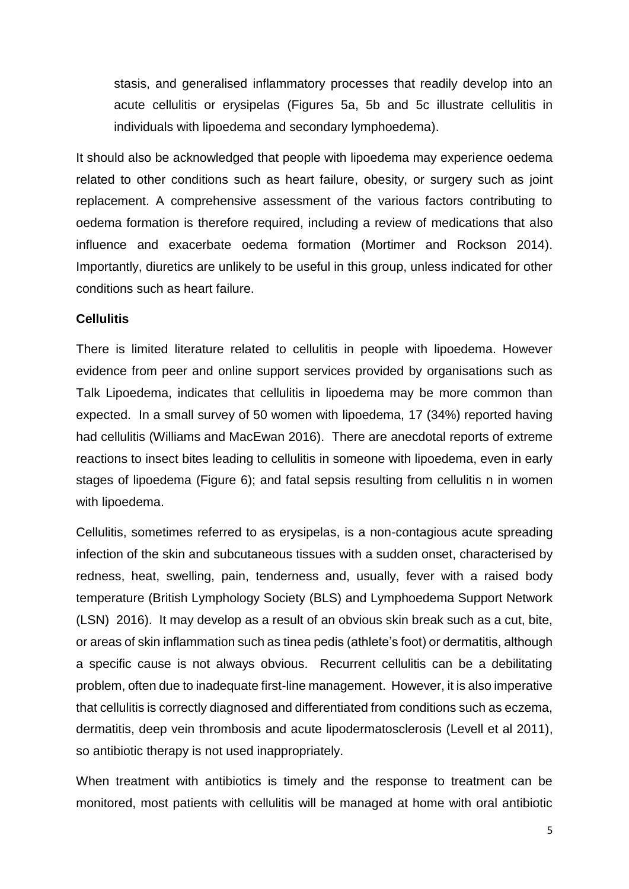stasis, and generalised inflammatory processes that readily develop into an acute cellulitis or erysipelas (Figures 5a, 5b and 5c illustrate cellulitis in individuals with lipoedema and secondary lymphoedema).

It should also be acknowledged that people with lipoedema may experience oedema related to other conditions such as heart failure, obesity, or surgery such as joint replacement. A comprehensive assessment of the various factors contributing to oedema formation is therefore required, including a review of medications that also influence and exacerbate oedema formation (Mortimer and Rockson 2014). Importantly, diuretics are unlikely to be useful in this group, unless indicated for other conditions such as heart failure.

**Cellulitis**

There is limited literature related to cellulitis in people with lipoedema. However evidence from peer and online support services provided by organisations such as Talk Lipoedema, indicates that cellulitis in lipoedema may be more common than expected. In a small survey of 50 women with lipoedema, 17 (34%) reported having had cellulitis (Williams and MacEwan 2016). There are anecdotal reports of extreme reactions to insect bites leading to cellulitis in someone with lipoedema, even in early stages of lipoedema (Figure 6); and fatal sepsis resulting from cellulitis n in women with lipoedema.

Cellulitis, sometimes referred to as erysipelas, is a non-contagious acute spreading infection of the skin and subcutaneous tissues with a sudden onset, characterised by redness, heat, swelling, pain, tenderness and, usually, fever with a raised body temperature (British Lymphology Society (BLS) and Lymphoedema Support Network (LSN) 2016). It may develop as a result of an obvious skin break such as a cut, bite, or areas of skin inflammation such as tinea pedis (athlete's foot) or dermatitis, although a specific cause is not always obvious. Recurrent cellulitis can be a debilitating problem, often due to inadequate first-line management. However, it is also imperative that cellulitis is correctly diagnosed and differentiated from conditions such as eczema, dermatitis, deep vein thrombosis and acute lipodermatosclerosis (Levell et al 2011), so antibiotic therapy is not used inappropriately.

When treatment with antibiotics is timely and the response to treatment can be monitored, most patients with cellulitis will be managed at home with oral antibiotic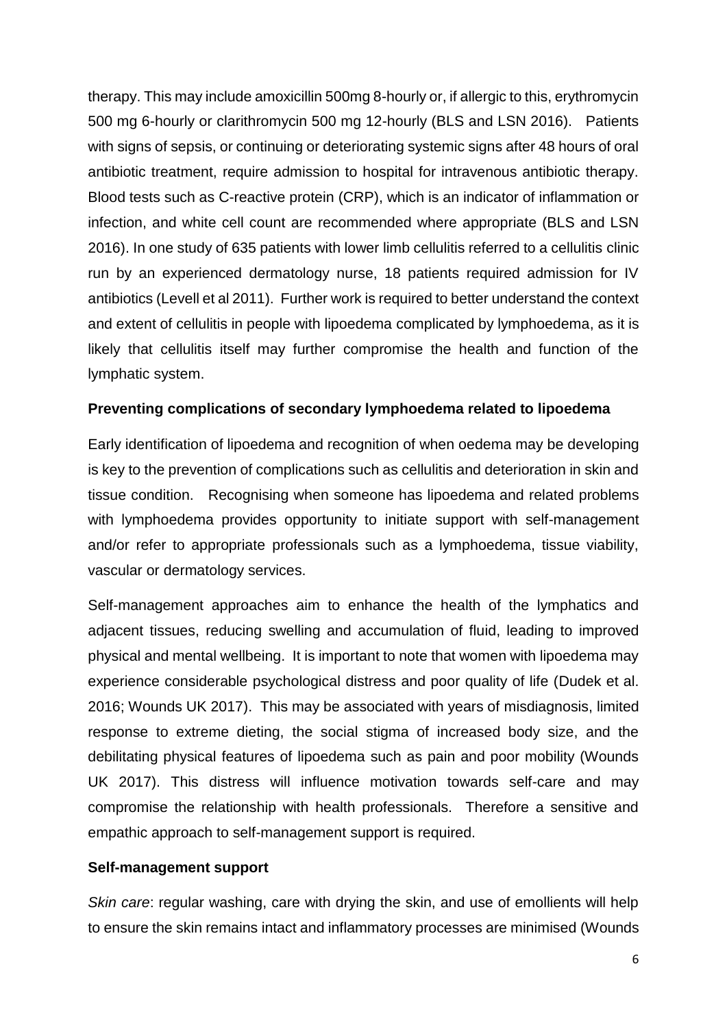therapy. This may include amoxicillin 500mg 8-hourly or, if allergic to this, erythromycin 500 mg 6-hourly or clarithromycin 500 mg 12-hourly (BLS and LSN 2016). Patients with signs of sepsis, or continuing or deteriorating systemic signs after 48 hours of oral antibiotic treatment, require admission to hospital for intravenous antibiotic therapy. Blood tests such as C-reactive protein (CRP), which is an indicator of inflammation or infection, and white cell count are recommended where appropriate (BLS and LSN 2016). In one study of 635 patients with lower limb cellulitis referred to a cellulitis clinic run by an experienced dermatology nurse, 18 patients required admission for IV antibiotics (Levell et al 2011). Further work is required to better understand the context and extent of cellulitis in people with lipoedema complicated by lymphoedema, as it is likely that cellulitis itself may further compromise the health and function of the lymphatic system.

**Preventing complications of secondary lymphoedema related to lipoedema**

Early identification of lipoedema and recognition of when oedema may be developing is key to the prevention of complications such as cellulitis and deterioration in skin and tissue condition. Recognising when someone has lipoedema and related problems with lymphoedema provides opportunity to initiate support with self-management and/or refer to appropriate professionals such as a lymphoedema, tissue viability, vascular or dermatology services.

Self-management approaches aim to enhance the health of the lymphatics and adjacent tissues, reducing swelling and accumulation of fluid, leading to improved physical and mental wellbeing. It is important to note that women with lipoedema may experience considerable psychological distress and poor quality of life (Dudek et al. 2016; Wounds UK 2017). This may be associated with years of misdiagnosis, limited response to extreme dieting, the social stigma of increased body size, and the debilitating physical features of lipoedema such as pain and poor mobility (Wounds UK 2017). This distress will influence motivation towards self-care and may compromise the relationship with health professionals. Therefore a sensitive and empathic approach to self-management support is required.

**Self-management support**

*Skin care*: regular washing, care with drying the skin, and use of emollients will help to ensure the skin remains intact and inflammatory processes are minimised (Wounds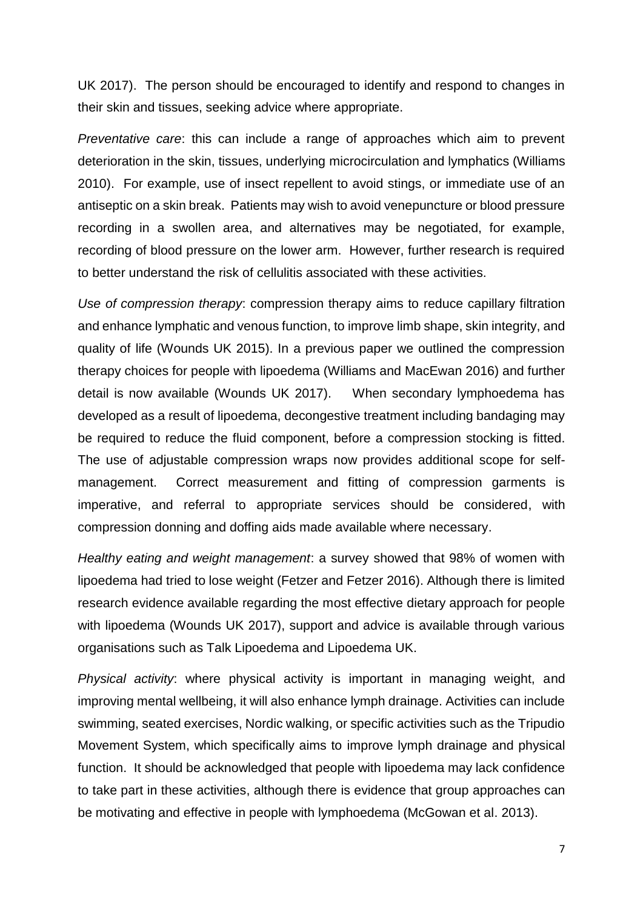UK 2017). The person should be encouraged to identify and respond to changes in their skin and tissues, seeking advice where appropriate.

*Preventative care*: this can include a range of approaches which aim to prevent deterioration in the skin, tissues, underlying microcirculation and lymphatics (Williams 2010). For example, use of insect repellent to avoid stings, or immediate use of an antiseptic on a skin break. Patients may wish to avoid venepuncture or blood pressure recording in a swollen area, and alternatives may be negotiated, for example, recording of blood pressure on the lower arm. However, further research is required to better understand the risk of cellulitis associated with these activities.

*Use of compression therapy*: compression therapy aims to reduce capillary filtration and enhance lymphatic and venous function, to improve limb shape, skin integrity, and quality of life (Wounds UK 2015). In a previous paper we outlined the compression therapy choices for people with lipoedema (Williams and MacEwan 2016) and further detail is now available (Wounds UK 2017). When secondary lymphoedema has developed as a result of lipoedema, decongestive treatment including bandaging may be required to reduce the fluid component, before a compression stocking is fitted. The use of adjustable compression wraps now provides additional scope for self-management. Correct measurement and fitting of compression garments is imperative, and referral to appropriate services should be considered, with compression donning and doffing aids made available where necessary.

*Healthy eating and weight management*: a survey showed that 98% of women with lipoedema had tried to lose weight (Fetzer and Fetzer 2016). Although there is limited research evidence available regarding the most effective dietary approach for people with lipoedema (Wounds UK 2017), support and advice is available through various organisations such as Talk Lipoedema and Lipoedema UK.

*Physical activity*: where physical activity is important in managing weight, and improving mental wellbeing, it will also enhance lymph drainage. Activities can include swimming, seated exercises, Nordic walking, or specific activities such as the Tripudio Movement System, which specifically aims to improve lymph drainage and physical function. It should be acknowledged that people with lipoedema may lack confidence to take part in these activities, although there is evidence that group approaches can be motivating and effective in people with lymphoedema (McGowan et al. 2013).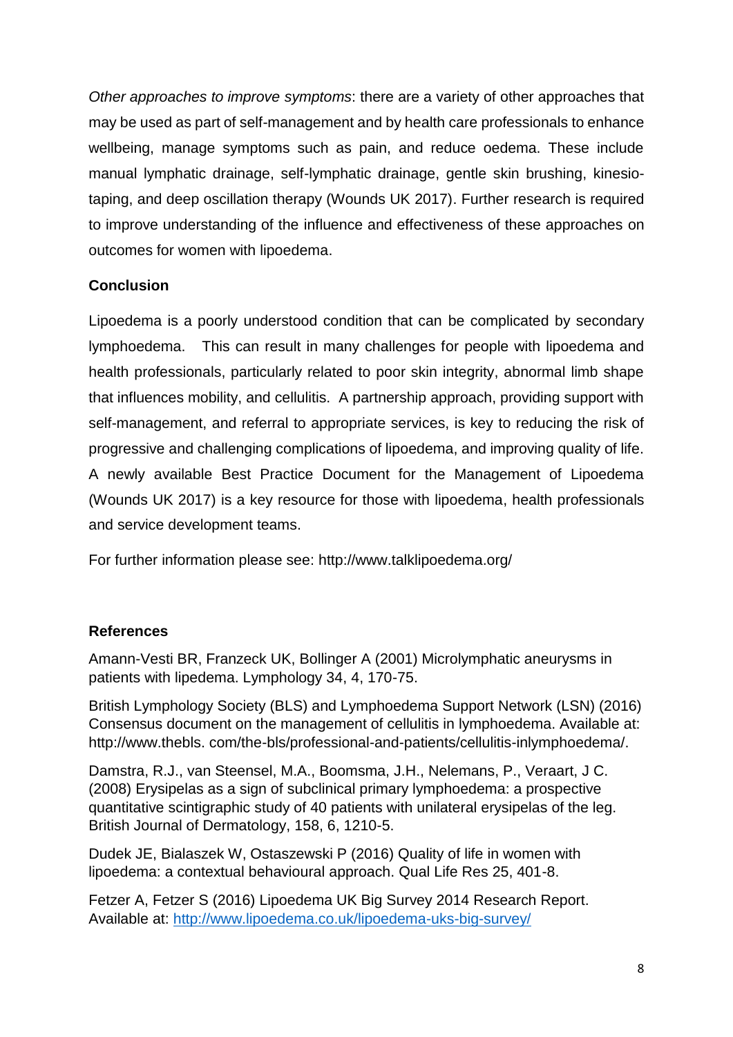*Other approaches to improve symptoms*: there are a variety of other approaches that may be used as part of self-management and by health care professionals to enhance wellbeing, manage symptoms such as pain, and reduce oedema. These include manual lymphatic drainage, self-lymphatic drainage, gentle skin brushing, kinesio-taping, and deep oscillation therapy (Wounds UK 2017). Further research is required to improve understanding of the influence and effectiveness of these approaches on outcomes for women with lipoedema.

**Conclusion**

Lipoedema is a poorly understood condition that can be complicated by secondary lymphoedema. This can result in many challenges for people with lipoedema and health professionals, particularly related to poor skin integrity, abnormal limb shape that influences mobility, and cellulitis. A partnership approach, providing support with self-management, and referral to appropriate services, is key to reducing the risk of progressive and challenging complications of lipoedema, and improving quality of life. A newly available Best Practice Document for the Management of Lipoedema (Wounds UK 2017) is a key resource for those with lipoedema, health professionals and service development teams.

For further information please see: http://www.talklipoedema.org/

**References**

Amann-Vesti BR, Franzeck UK, Bollinger A (2001) Microlymphatic aneurysms in patients with lipedema. Lymphology 34, 4, 170-75.

British Lymphology Society (BLS) and Lymphoedema Support Network (LSN) (2016) Consensus document on the management of cellulitis in lymphoedema. Available at: http://www.thebls. com/the-bls/professional-and-patients/cellulitis-inlymphoedema/.

Damstra, R.J., van Steensel, M.A., Boomsma, J.H., Nelemans, P., Veraart, J C. (2008) Erysipelas as a sign of subclinical primary lymphoedema: a prospective quantitative scintigraphic study of 40 patients with unilateral erysipelas of the leg. British Journal of Dermatology, 158, 6, 1210-5.

Dudek JE, Bialaszek W, Ostaszewski P (2016) Quality of life in women with lipoedema: a contextual behavioural approach. Qual Life Res 25, 401-8.

Fetzer A, Fetzer S (2016) Lipoedema UK Big Survey 2014 Research Report. Available at: http://www.lipoedema.co.uk/lipoedema-uks-big-survey/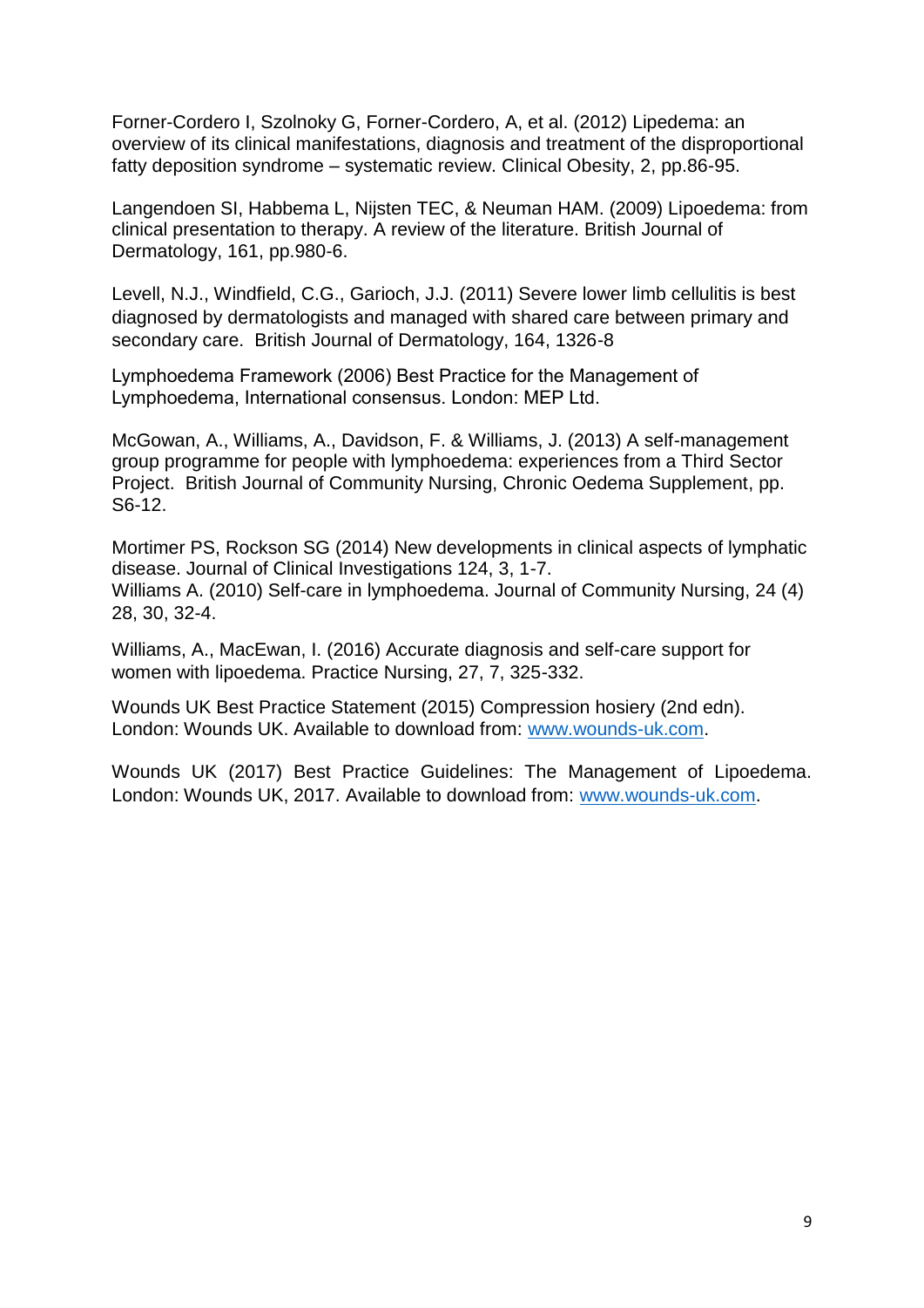Forner-Cordero I, Szolnoky G, Forner-Cordero, A, et al. (2012) Lipedema: an overview of its clinical manifestations, diagnosis and treatment of the disproportional fatty deposition syndrome – systematic review. Clinical Obesity, 2, pp.86-95.

Langendoen SI, Habbema L, Nijsten TEC, & Neuman HAM. (2009) Lipoedema: from clinical presentation to therapy. A review of the literature. British Journal of Dermatology, 161, pp.980-6.

Levell, N.J., Windfield, C.G., Garioch, J.J. (2011) Severe lower limb cellulitis is best diagnosed by dermatologists and managed with shared care between primary and secondary care. British Journal of Dermatology, 164, 1326-8

Lymphoedema Framework (2006) Best Practice for the Management of Lymphoedema, International consensus. London: MEP Ltd.

McGowan, A., Williams, A., Davidson, F. & Williams, J. (2013) A self-management group programme for people with lymphoedema: experiences from a Third Sector Project. British Journal of Community Nursing, Chronic Oedema Supplement, pp. S6-12.

Mortimer PS, Rockson SG (2014) New developments in clinical aspects of lymphatic disease. Journal of Clinical Investigations 124, 3, 1-7.
Williams A. (2010) Self-care in lymphoedema. Journal of Community Nursing, 24 (4) 28, 30, 32-4.

Williams, A., MacEwan, I. (2016) Accurate diagnosis and self-care support for women with lipoedema. Practice Nursing, 27, 7, 325-332.

Wounds UK Best Practice Statement (2015) Compression hosiery (2nd edn). London: Wounds UK. Available to download from: www.wounds-uk.com.

Wounds UK (2017) Best Practice Guidelines: The Management of Lipoedema. London: Wounds UK, 2017. Available to download from: www.wounds-uk.com.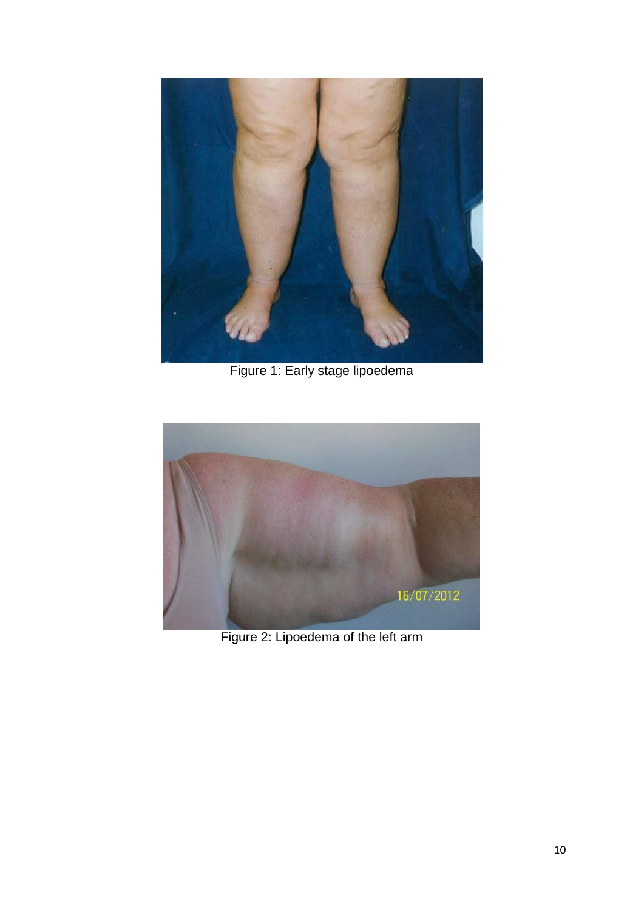Figure 1: Early stage lipoedema

Figure 2: Lipoedema of the left arm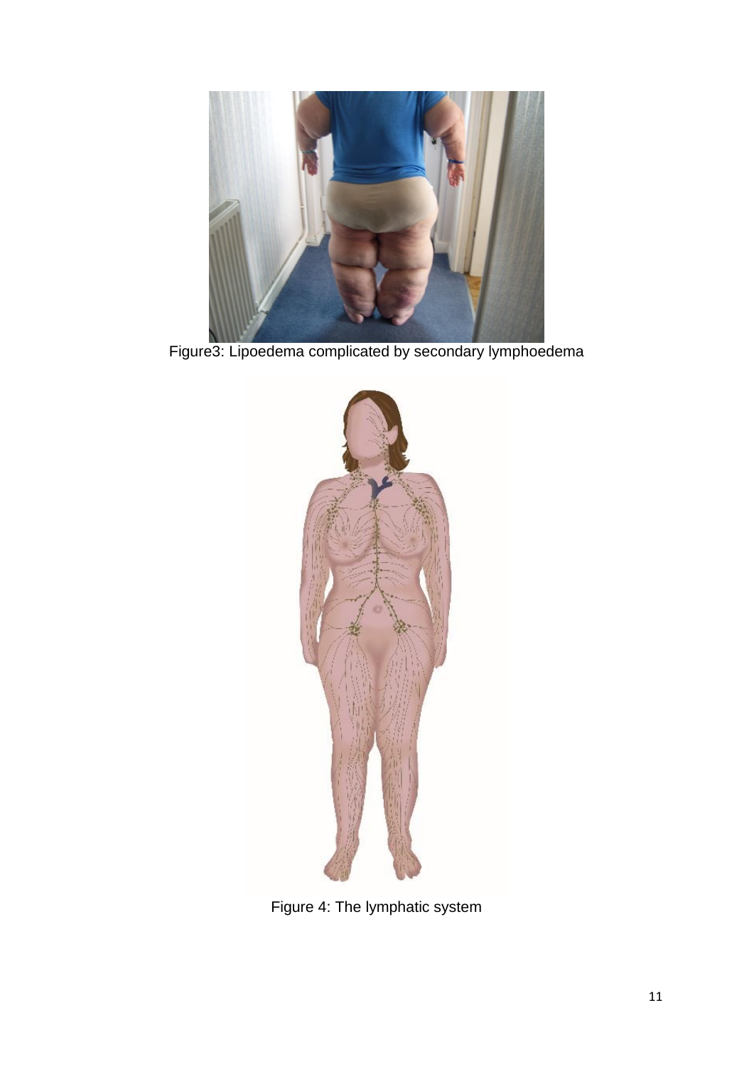Figure3: Lipoedema complicated by secondary lymphoedema

Figure 4: The lymphatic system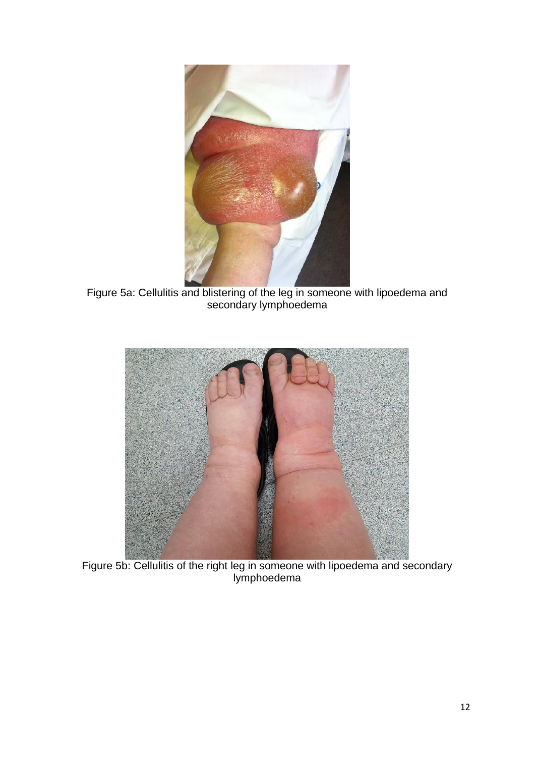Figure 5a: Cellulitis and blistering of the leg in someone with lipoedema and secondary lymphoedema

Figure 5b: Cellulitis of the right leg in someone with lipoedema and secondary lymphoedema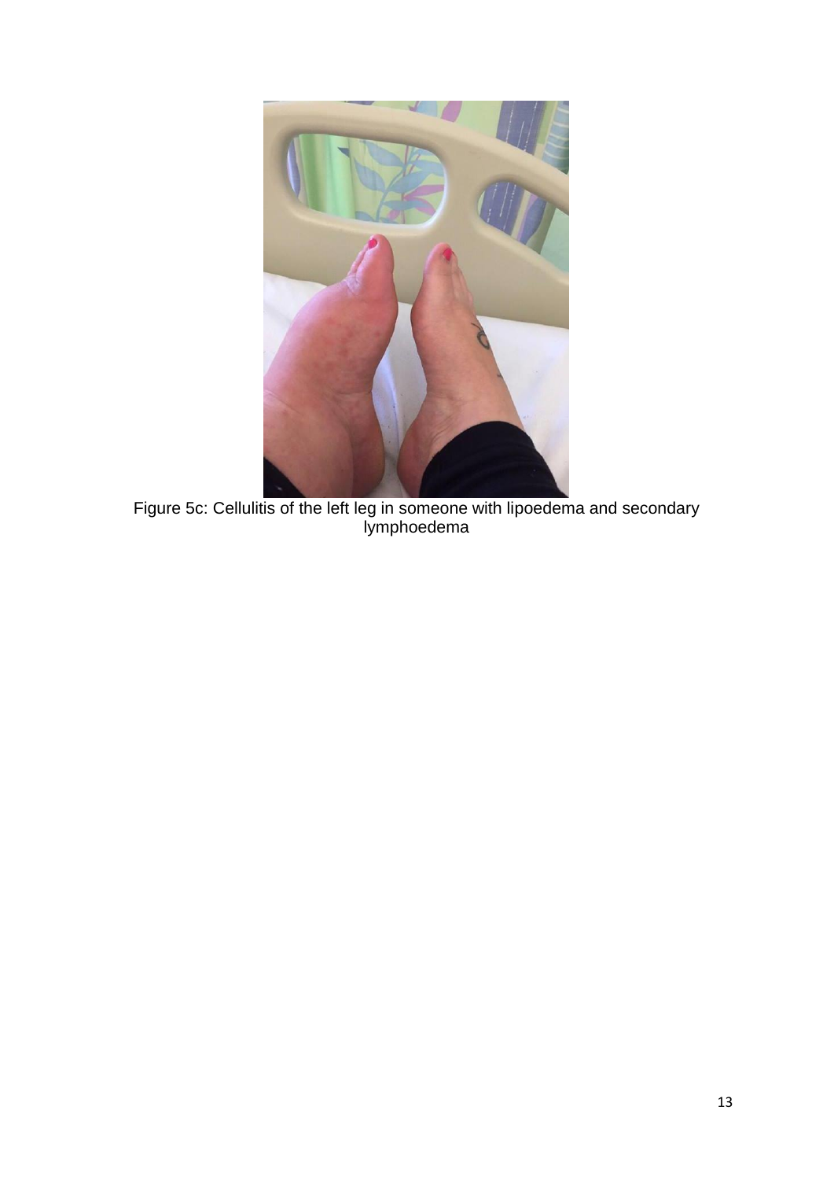Figure 5c: Cellulitis of the left leg in someone with lipoedema and secondary lymphoedema